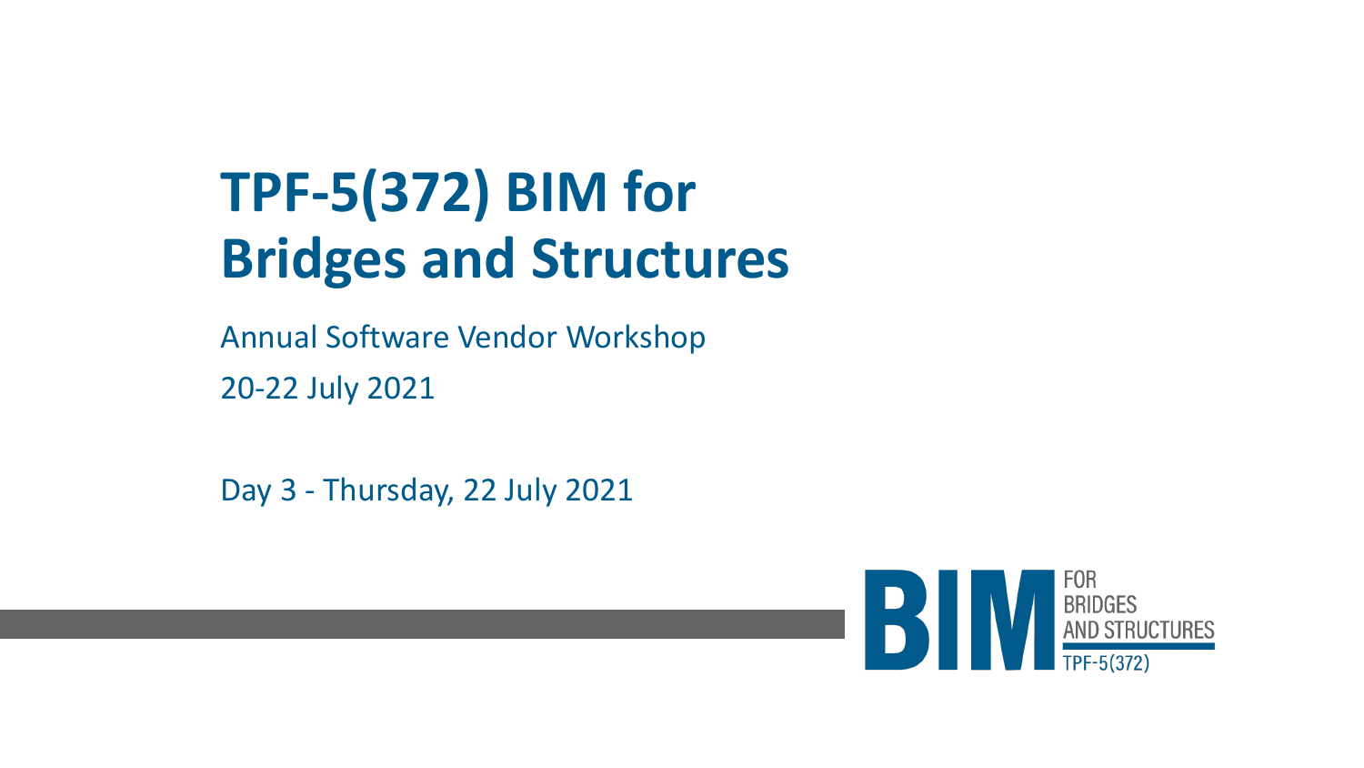# TPF-5(372) BIM for Bridges and Structures

Annual Software Vendor Workshop

20-22 July 2021

Day 3 - Thursday, 22 July 2021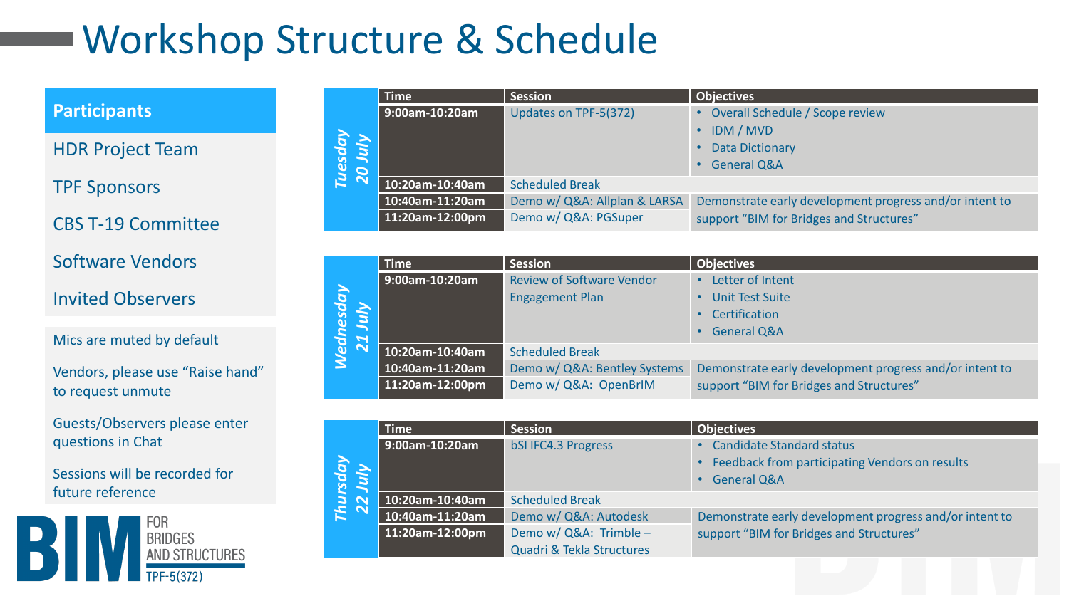# Workshop Structure & Schedule

**Participants**

HDR Project Team

TPF Sponsors

CBS T-19 Committee

Software Vendors

Invited Observers

Mics are muted by default

Vendors, please use "Raise hand" to request unmute

Guests/Observers please enter questions in Chat

Sessions will be recorded for future reference

### *Tuesday 20 July*

| Time | Session | Objectives |
|---|---|---|
| **9:00am-10:20am** | Updates on TPF-5(372) | • Overall Schedule / Scope review<br>• IDM / MVD<br>• Data Dictionary<br>• General Q&A |
| **10:20am-10:40am** | Scheduled Break | |
| **10:40am-11:20am** | Demo w/ Q&A: Allplan & LARSA | Demonstrate early development progress and/or intent to support "BIM for Bridges and Structures" |
| **11:20am-12:00pm** | Demo w/ Q&A: PGSuper | |

### *Wednesday 21 July*

| Time | Session | Objectives |
|---|---|---|
| **9:00am-10:20am** | Review of Software Vendor Engagement Plan | • Letter of Intent<br>• Unit Test Suite<br>• Certification<br>• General Q&A |
| **10:20am-10:40am** | Scheduled Break | |
| **10:40am-11:20am** | Demo w/ Q&A: Bentley Systems | Demonstrate early development progress and/or intent to support "BIM for Bridges and Structures" |
| **11:20am-12:00pm** | Demo w/ Q&A: OpenBrIM | |

### *Thursday 22 July*

| Time | Session | Objectives |
|---|---|---|
| **9:00am-10:20am** | bSI IFC4.3 Progress | • Candidate Standard status<br>• Feedback from participating Vendors on results<br>• General Q&A |
| **10:20am-10:40am** | Scheduled Break | |
| **10:40am-11:20am** | Demo w/ Q&A: Autodesk | Demonstrate early development progress and/or intent to support "BIM for Bridges and Structures" |
| **11:20am-12:00pm** | Demo w/ Q&A: Trimble – Quadri & Tekla Structures | |

BIM FOR BRIDGES AND STRUCTURES
TPF-5(372)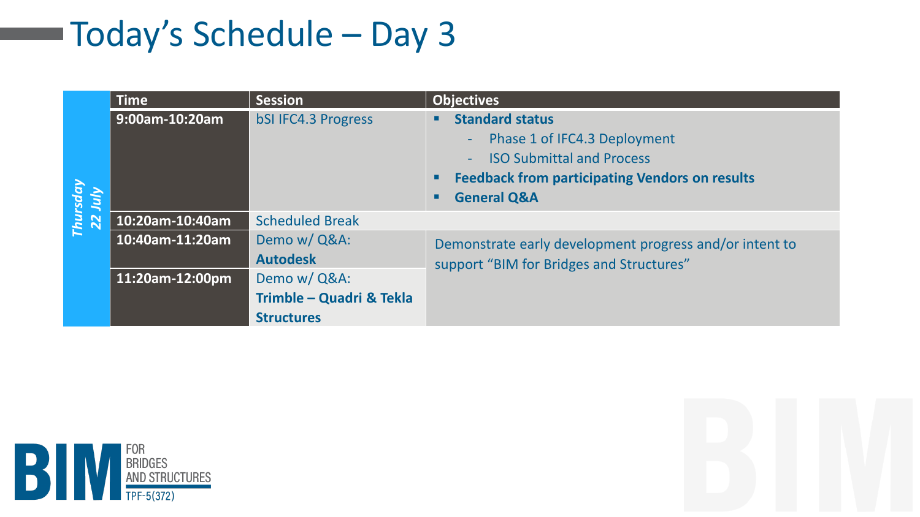# Today's Schedule – Day 3

*Thursday 22 July*

| Time | Session | Objectives |
|---|---|---|
| **9:00am-10:20am** | bSI IFC4.3 Progress | ▪ **Standard status**<br>- Phase 1 of IFC4.3 Deployment<br>- ISO Submittal and Process<br>▪ **Feedback from participating Vendors on results**<br>▪ **General Q&A** |
| **10:20am-10:40am** | Scheduled Break | |
| **10:40am-11:20am** | Demo w/ Q&A: **Autodesk** | Demonstrate early development progress and/or intent to support "BIM for Bridges and Structures" |
| **11:20am-12:00pm** | Demo w/ Q&A: **Trimble – Quadri & Tekla Structures** | |

BIM FOR BRIDGES AND STRUCTURES TPF-5(372)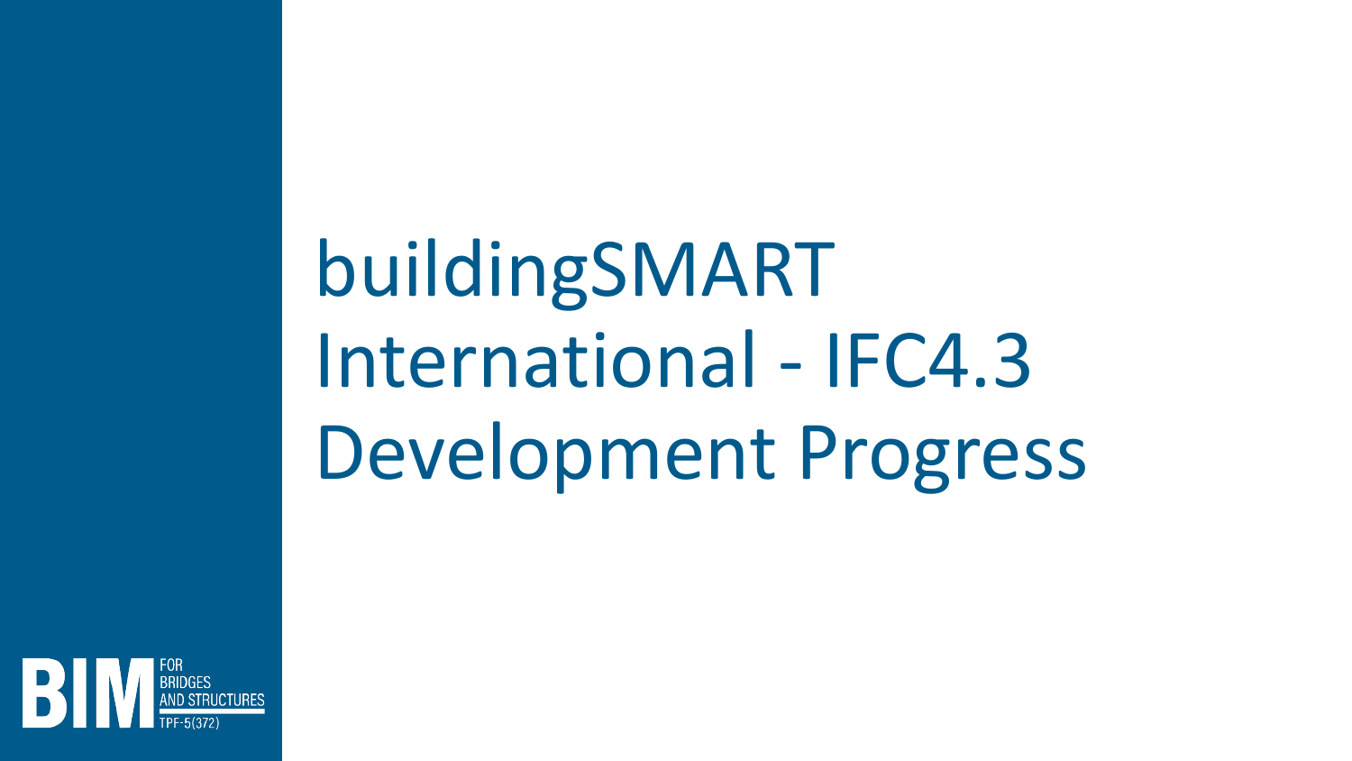# buildingSMART International - IFC4.3 Development Progress

BIM FOR BRIDGES AND STRUCTURES TPF-5(372)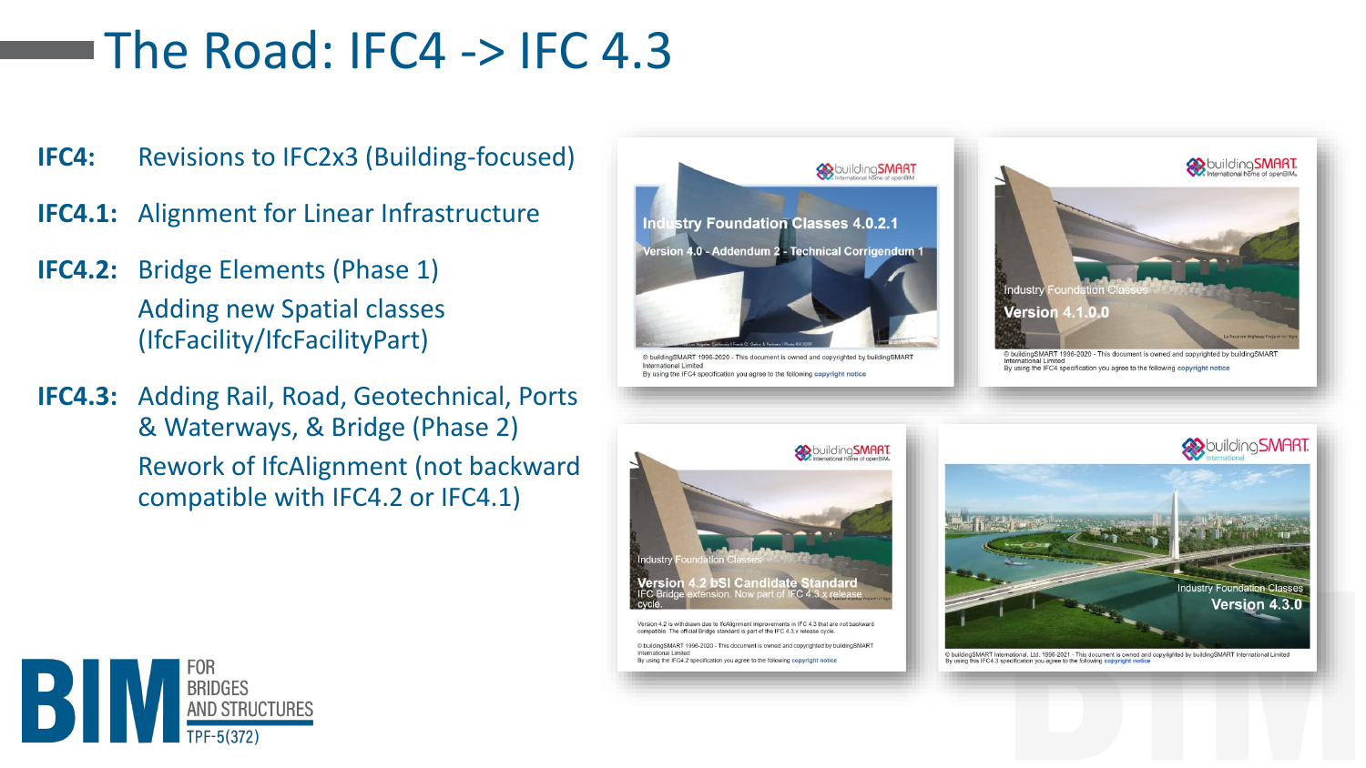# The Road: IFC4 -> IFC 4.3

**IFC4:** Revisions to IFC2x3 (Building-focused)

**IFC4.1:** Alignment for Linear Infrastructure

**IFC4.2:** Bridge Elements (Phase 1)
Adding new Spatial classes (IfcFacility/IfcFacilityPart)

**IFC4.3:** Adding Rail, Road, Geotechnical, Ports & Waterways, & Bridge (Phase 2)
Rework of IfcAlignment (not backward compatible with IFC4.2 or IFC4.1)

Industry Foundation Classes 4.0.2.1
Version 4.0 - Addendum 2 - Technical Corrigendum 1

Industry Foundation Classes
Version 4.1.0.0

Industry Foundation Classes
Version 4.2 bSI Candidate Standard
IFC Bridge extension. Now part of IFC 4.3.x release cycle.

Version 4.2 is withdrawn due to IfcAlignment improvements in IFC 4.3 that are not backward compatible. The official Bridge standard is part of the IFC 4.3.x release cycle.

Industry Foundation Classes
Version 4.3.0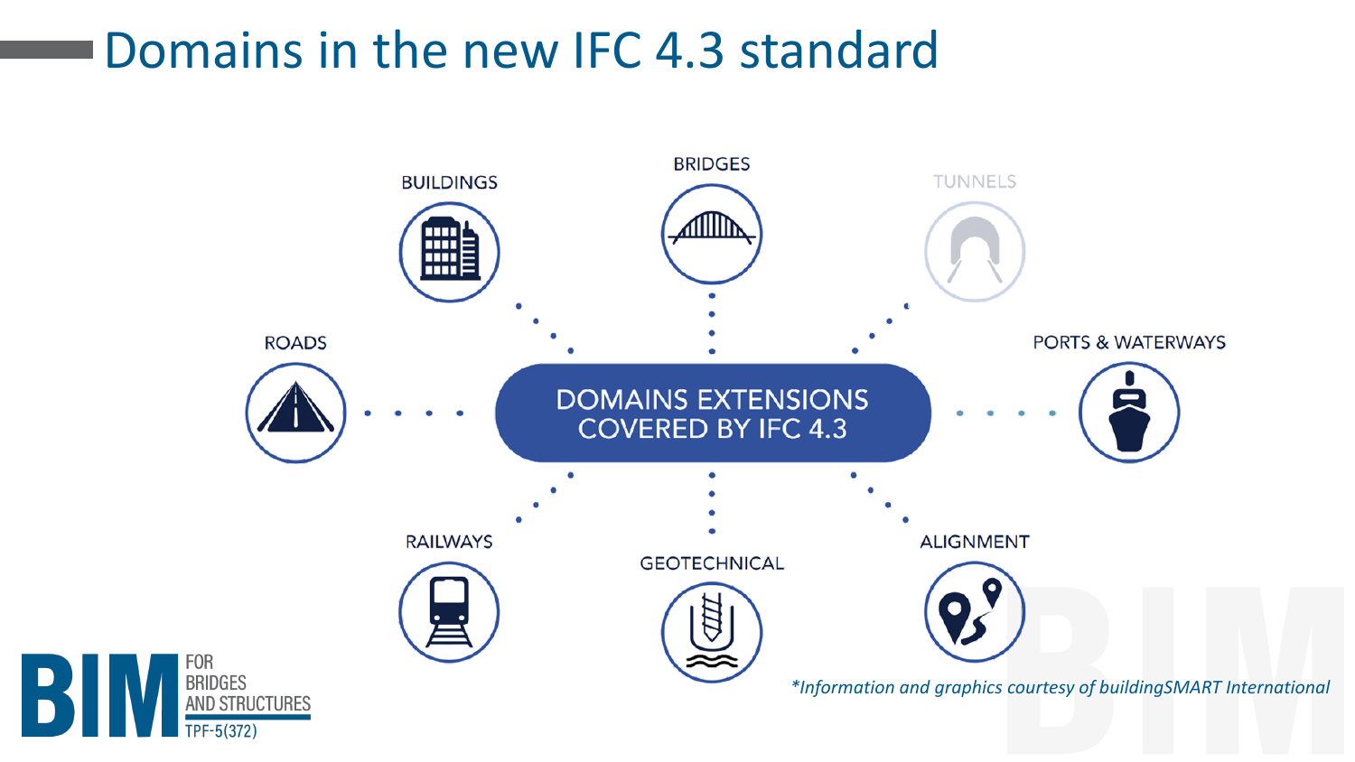# Domains in the new IFC 4.3 standard

BUILDINGS

BRIDGES

TUNNELS

ROADS

DOMAINS EXTENSIONS COVERED BY IFC 4.3

PORTS & WATERWAYS

RAILWAYS

GEOTECHNICAL

ALIGNMENT

**Information and graphics courtesy of buildingSMART International*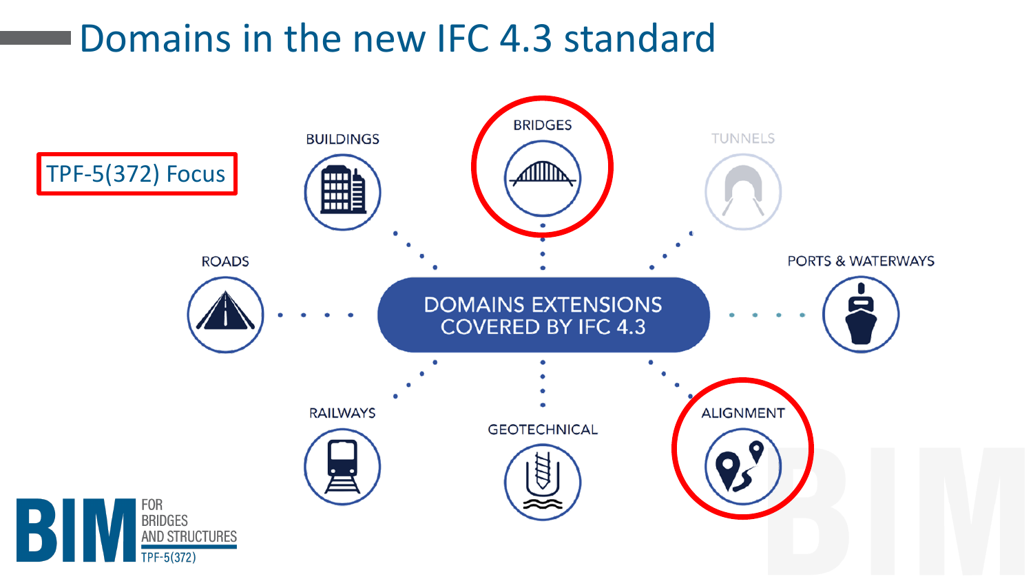# Domains in the new IFC 4.3 standard

TPF-5(372) Focus

DOMAINS EXTENSIONS COVERED BY IFC 4.3

- BUILDINGS
- BRIDGES
- TUNNELS
- ROADS
- PORTS & WATERWAYS
- RAILWAYS
- GEOTECHNICAL
- ALIGNMENT

BIM FOR BRIDGES AND STRUCTURES TPF-5(372)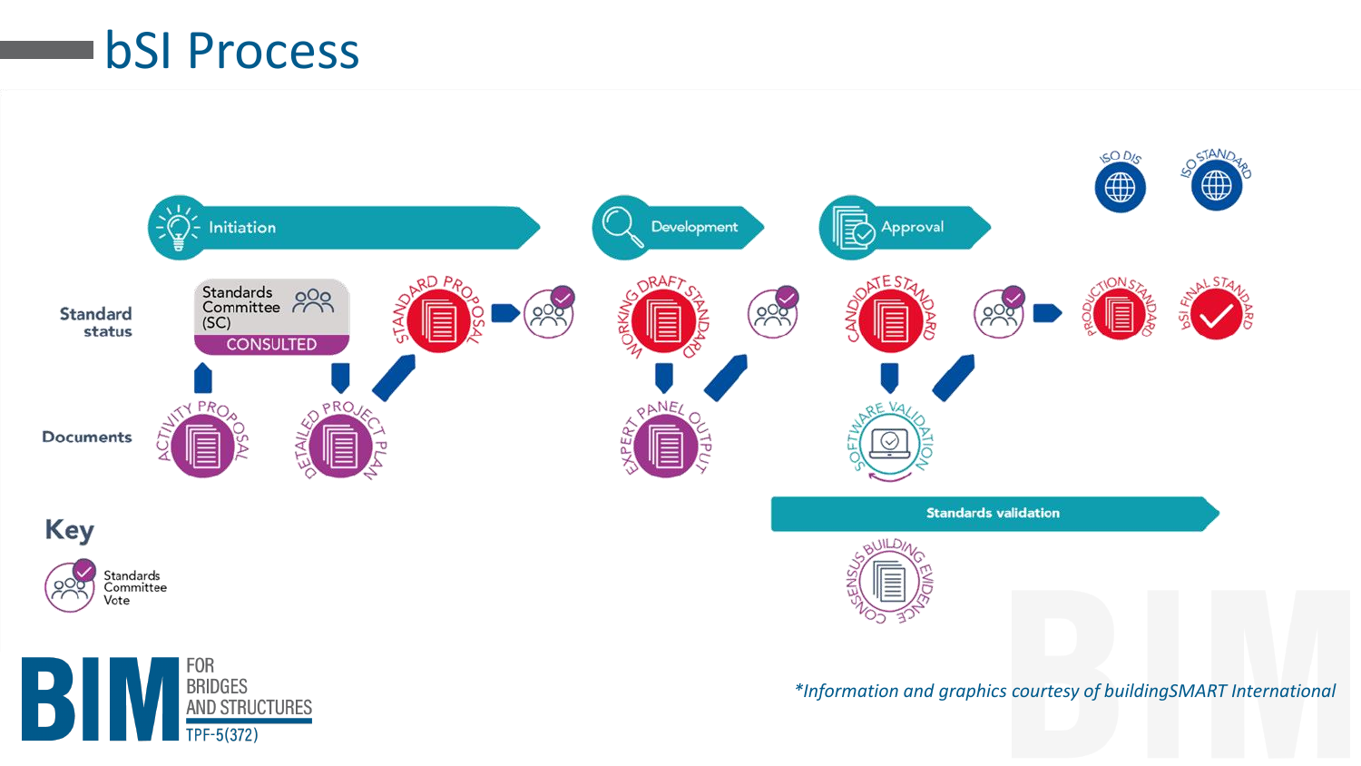# bSI Process

Initiation

Development

Approval

ISO DIS

ISO STANDARD

**Standard status**

Standards Committee (SC)

CONSULTED

STANDARD PROPOSAL

WORKING DRAFT STANDARD

CANDIDATE STANDARD

PRODUCTION STANDARD

bSI FINAL STANDARD

**Documents**

ACTIVITY PROPOSAL

DETAILED PROJECT PLAN

EXPERT PANEL OUTPUT

SOFTWARE VALIDATION

Standards validation

CONSENSUS BUILDING EVIDENCE

**Key**

Standards Committee Vote

*\*Information and graphics courtesy of buildingSMART International*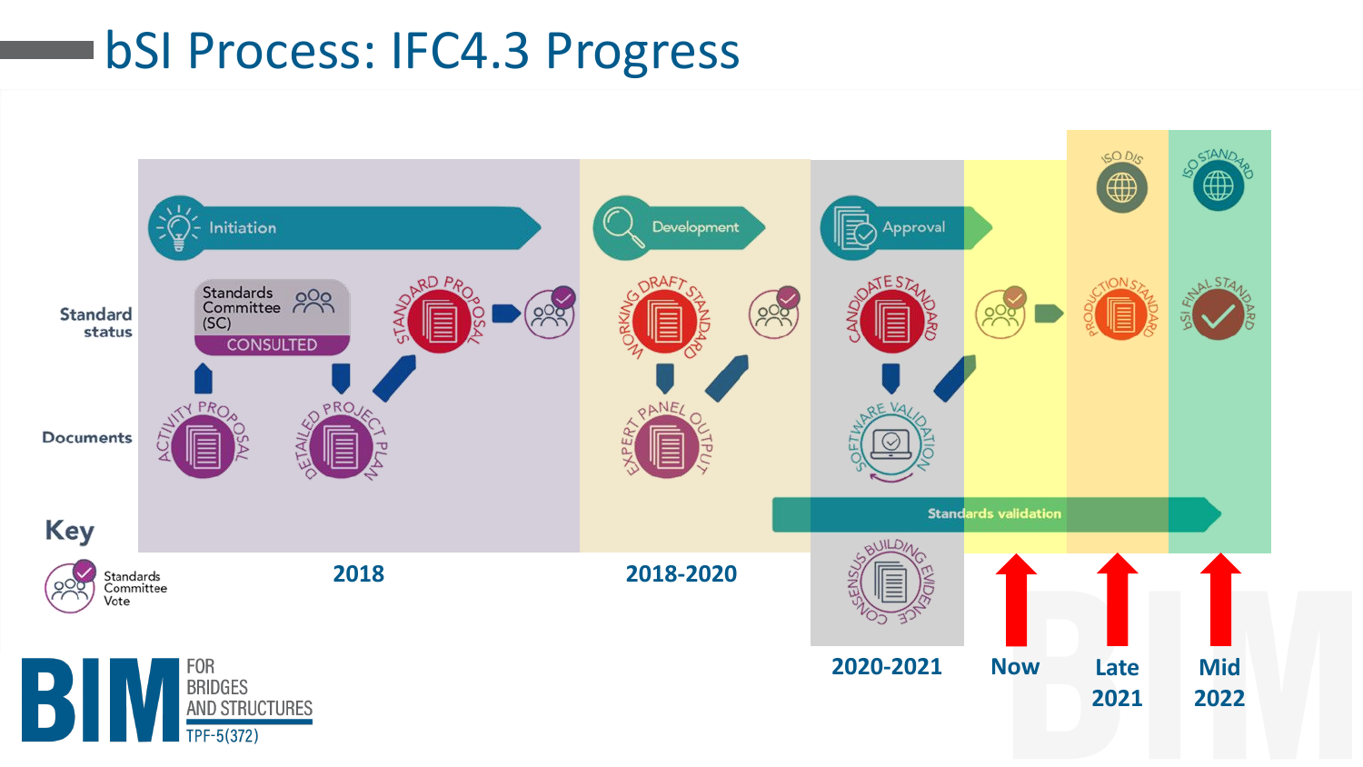# bSI Process: IFC4.3 Progress

Initiation | Development | Approval

Standard status

Standards Committee (SC) CONSULTED

STANDARD PROPOSAL

WORKING DRAFT STANDARD

CANDIDATE STANDARD

PRODUCTION STANDARD

bSI FINAL STANDARD

ISO DIS

ISO STANDARD

Documents

ACTIVITY PROPOSAL

DETAILED PROJECT PLAN

EXPERT PANEL OUTPUT

SOFTWARE VALIDATION

CONSENSUS BUILDING EVIDENCE

Standards validation

Key

Standards Committee Vote

2018 | 2018-2020 | 2020-2021 | Now | Late 2021 | Mid 2022

BIM FOR BRIDGES AND STRUCTURES TPF-5(372)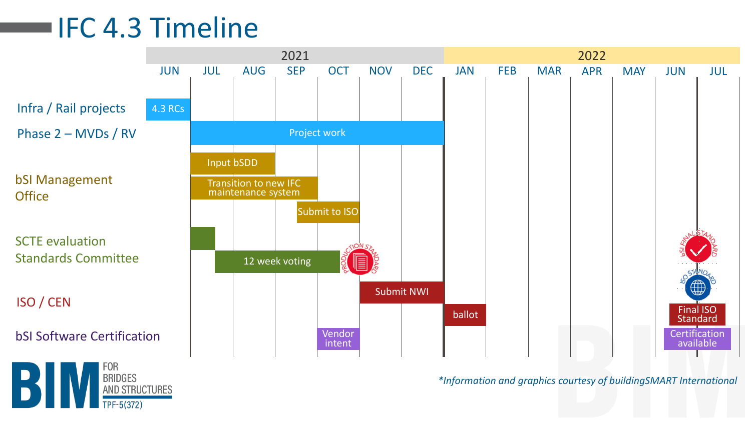# IFC 4.3 Timeline

| | 2021 | | | | | | | 2022 | | | | | | |
|---|---|---|---|---|---|---|---|---|---|---|---|---|---|---|
| | JUN | JUL | AUG | SEP | OCT | NOV | DEC | JAN | FEB | MAR | APR | MAY | JUN | JUL |
| Infra / Rail projects | 4.3 RCs | | | | | | | | | | | | | |
| Phase 2 – MVDs / RV | | Project work | | | | | | | | | | | | |
| bSI Management Office | | Input bSDD | | | | | | | | | | | | |
| | | Transition to new IFC maintenance system | | | | | | | | | | | | |
| | | | | Submit to ISO | | | | | | | | | | |
| SCTE evaluation Standards Committee | | (evaluation) | | | | | | | | | | | | |
| | | 12 week voting | | | Production Standard | | | | | | | | bSI Final Standard | |
| ISO / CEN | | | | | | Submit NWI | | | | | | | ISO Standard | |
| | | | | | | | | ballot | | | | | Final ISO Standard | |
| bSI Software Certification | | | | | Vendor intent | | | | | | | | Certification available | |

*Information and graphics courtesy of buildingSMART International

BIM FOR BRIDGES AND STRUCTURES TPF-5(372)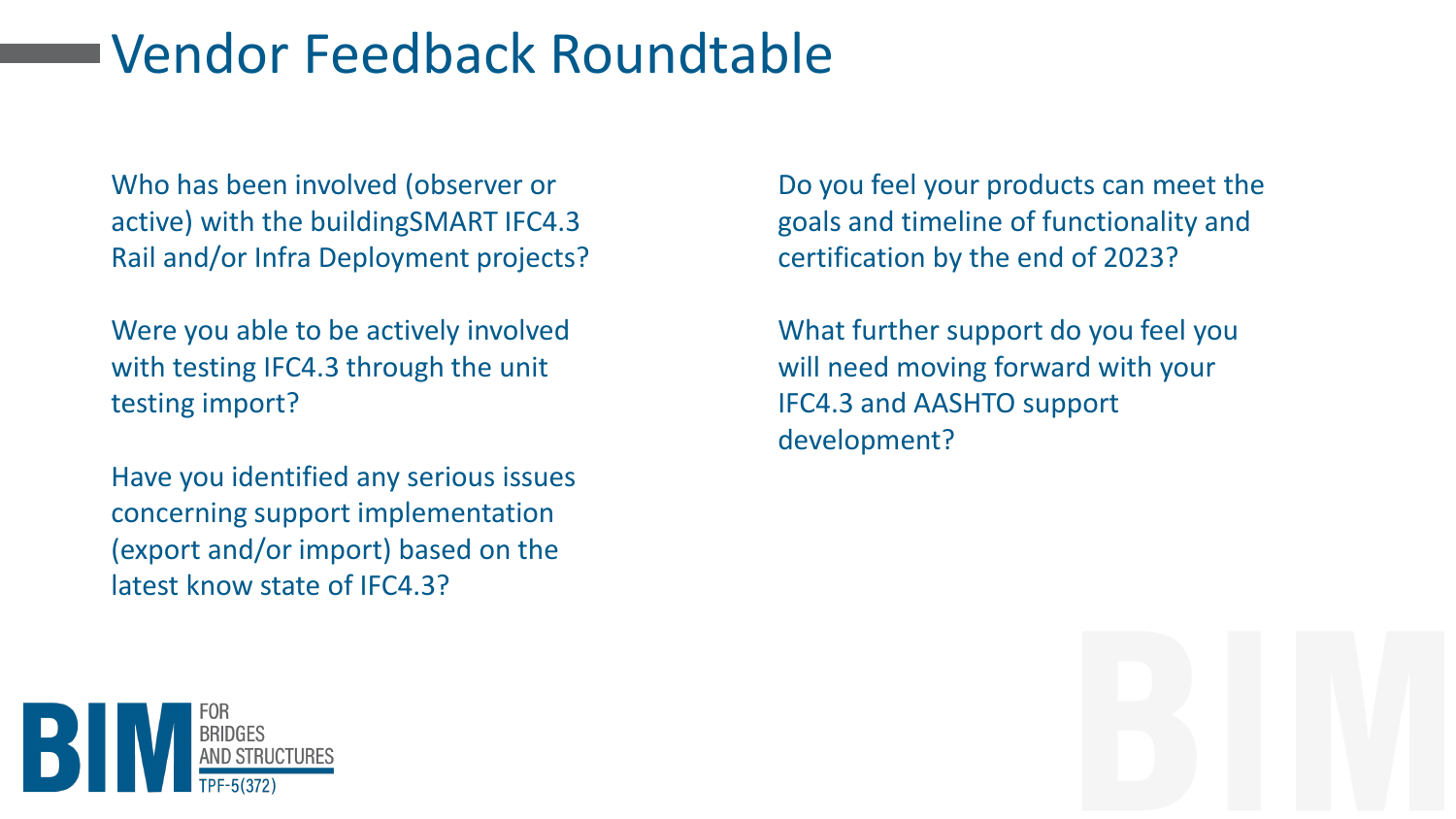# Vendor Feedback Roundtable

Who has been involved (observer or active) with the buildingSMART IFC4.3 Rail and/or Infra Deployment projects?

Were you able to be actively involved with testing IFC4.3 through the unit testing import?

Have you identified any serious issues concerning support implementation (export and/or import) based on the latest know state of IFC4.3?

Do you feel your products can meet the goals and timeline of functionality and certification by the end of 2023?

What further support do you feel you will need moving forward with your IFC4.3 and AASHTO support development?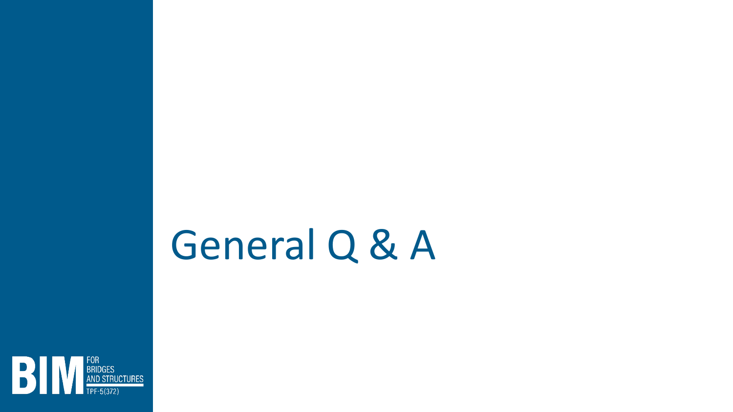# General Q & A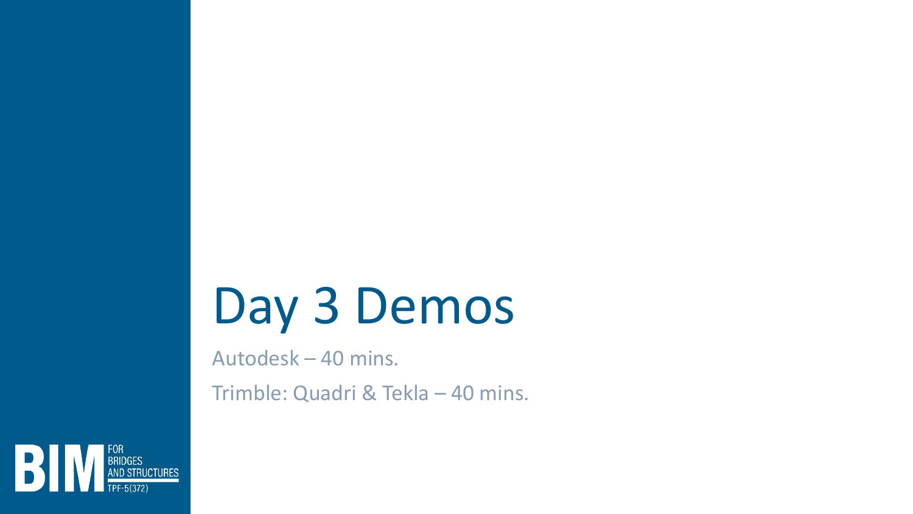# Day 3 Demos

Autodesk – 40 mins.

Trimble: Quadri & Tekla – 40 mins.